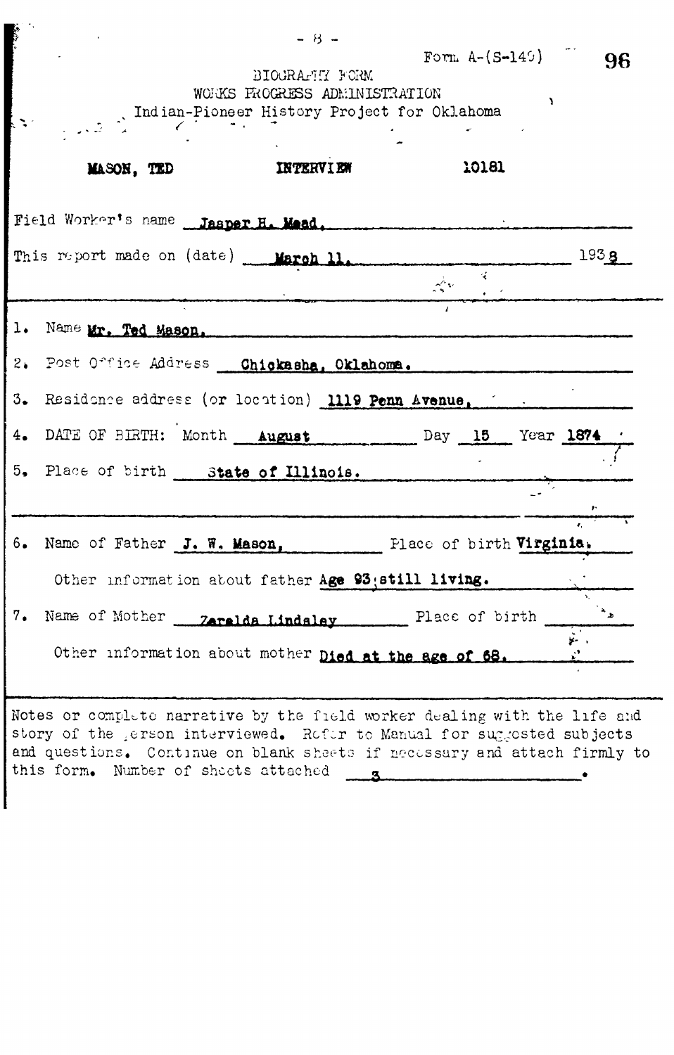Form A-(S-149)

BIOGRAPHY FORM
WORKS PROGRESS ADMINISTRATION
Indian-Pioneer History Project for Oklahoma

**MASON, TED** **INTERVIEW** **10181**

Field Worker's name **Jasper H. Mead.**

This report made on (date) **March 11.** 193**8**

1. Name **Mr. Ted Mason.**
2. Post Office Address **Chickasha, Oklahoma.**
3. Residence address (or location) **1119 Penn Avenue,**
4. DATE OF BIRTH: Month **August** Day **15** Year **1874**
5. Place of birth **State of Illinois.**

6. Name of Father **J. W. Mason,** Place of birth **Virginia.**

   Other information about father **Age 93, still living.**

7. Name of Mother **Zerelda Lindsley** Place of birth

   Other information about mother **Died at the age of 68.**

Notes or complete narrative by the field worker dealing with the life and story of the person interviewed. Refer to Manual for suggested subjects and questions. Continue on blank sheets if necessary and attach firmly to this form. Number of sheets attached **3**.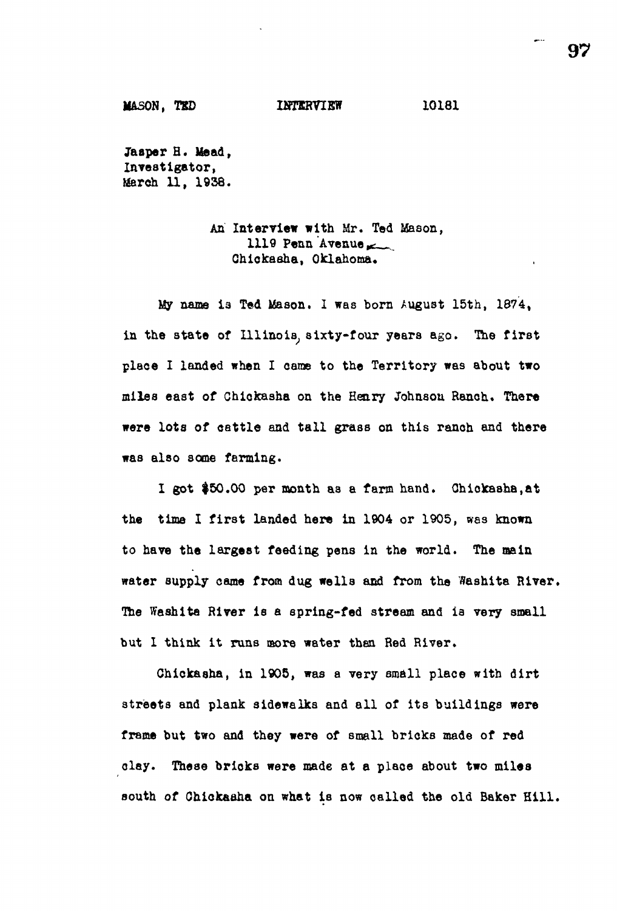MASON, TED                INTERVIEW                10181

Jasper H. Mead,
Investigator,
March 11, 1938.

An Interview with Mr. Ted Mason,
1119 Penn Avenue,
Chickasha, Oklahoma.

My name is Ted Mason. I was born August 15th, 1874, in the state of Illinois, sixty-four years ago. The first place I landed when I came to the Territory was about two miles east of Chickasha on the Henry Johnson Ranch. There were lots of cattle and tall grass on this ranch and there was also some farming.

I got $50.00 per month as a farm hand. Chickasha, at the time I first landed here in 1904 or 1905, was known to have the largest feeding pens in the world. The main water supply came from dug wells and from the Washita River. The Washita River is a spring-fed stream and is very small but I think it runs more water than Red River.

Chickasha, in 1905, was a very small place with dirt streets and plank sidewalks and all of its buildings were frame but two and they were of small bricks made of red clay. These bricks were made at a place about two miles south of Chickasha on what is now called the old Baker Hill.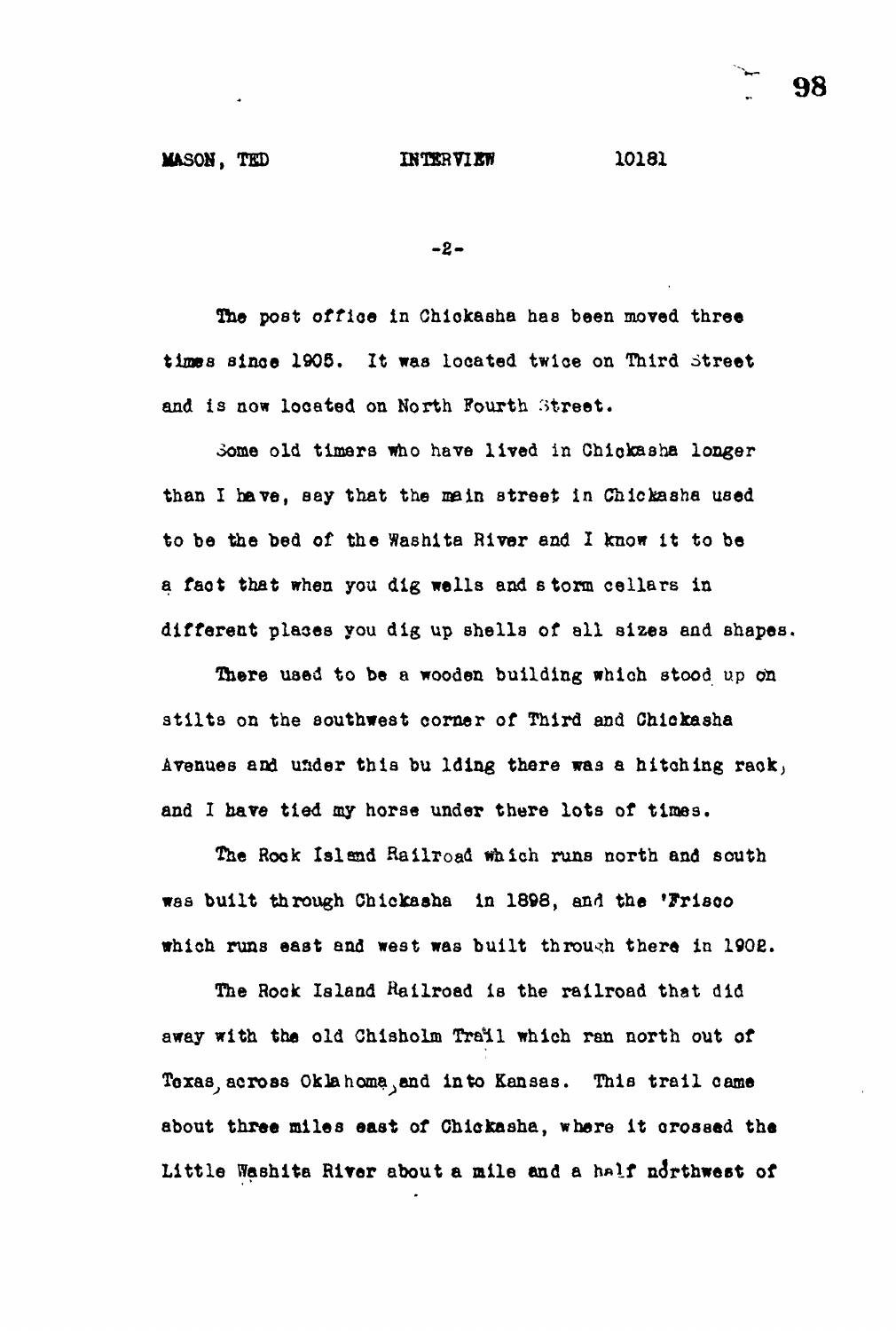The post office in Chickasha has been moved three times since 1905. It was located twice on Third Street and is now located on North Fourth Street.

Some old timers who have lived in Chickasha longer than I have, say that the main street in Chickasha used to be the bed of the Washita River and I know it to be a fact that when you dig wells and storm cellars in different places you dig up shells of all sizes and shapes.

There used to be a wooden building which stood up on stilts on the southwest corner of Third and Chickasha Avenues and under this building there was a hitching rack, and I have tied my horse under there lots of times.

The Rock Island Railroad which runs north and south was built through Chickasha in 1898, and the 'Frisco which runs east and west was built through there in 1902.

The Rock Island Railroad is the railroad that did away with the old Chisholm Trail which ran north out of Texas, across Oklahoma, and into Kansas. This trail came about three miles east of Chickasha, where it crossed the Little Washita River about a mile and a half northwest of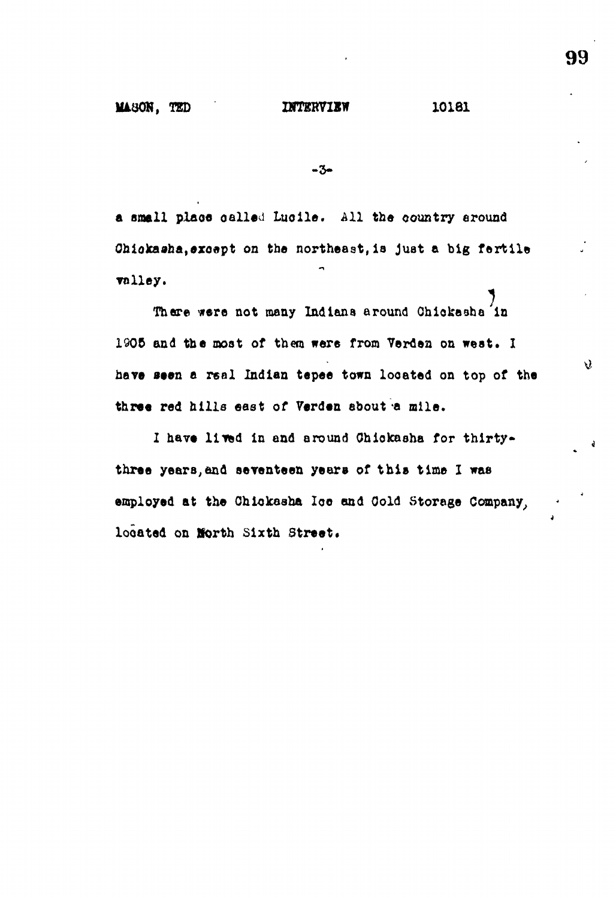a small place called Lucile. All the country around Chickasha, except on the northeast, is just a big fertile valley.

There were not many Indians around Chickasha in 1905 and the most of them were from Verden on west. I have seen a real Indian tepee town located on top of the three red hills east of Verden about a mile.

I have lived in and around Chickasha for thirty-three years, and seventeen years of this time I was employed at the Chickasha Ice and Cold Storage Company, located on North Sixth Street.